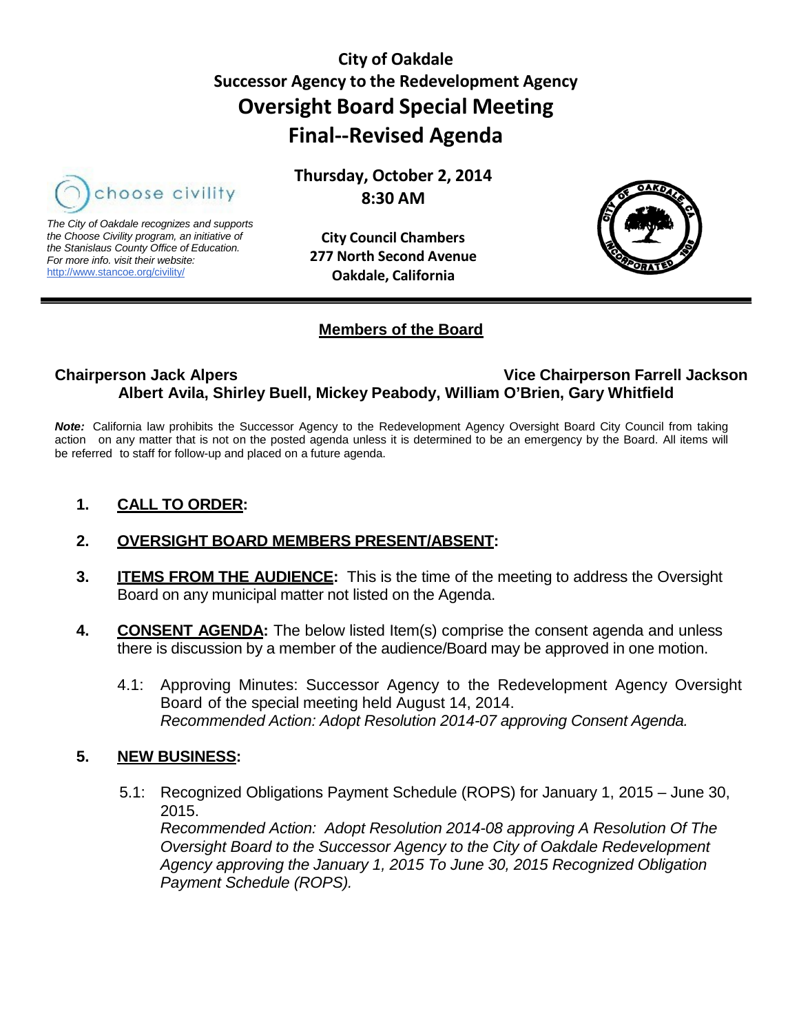# City of Oakdale
## Successor Agency to the Redevelopment Agency
# Oversight Board Special Meeting
# Final--Revised Agenda

*The City of Oakdale recognizes and supports the Choose Civility program, an initiative of the Stanislaus County Office of Education. For more info. visit their website:* http://www.stancoe.org/civility/

**Thursday, October 2, 2014**
**8:30 AM**

**City Council Chambers**
**277 North Second Avenue**
**Oakdale, California**

## Members of the Board

**Chairperson Jack Alpers** **Vice Chairperson Farrell Jackson**
**Albert Avila, Shirley Buell, Mickey Peabody, William O'Brien, Gary Whitfield**

***Note:*** California law prohibits the Successor Agency to the Redevelopment Agency Oversight Board City Council from taking action on any matter that is not on the posted agenda unless it is determined to be an emergency by the Board. All items will be referred to staff for follow-up and placed on a future agenda.

1. **CALL TO ORDER:**

2. **OVERSIGHT BOARD MEMBERS PRESENT/ABSENT:**

3. **ITEMS FROM THE AUDIENCE:** This is the time of the meeting to address the Oversight Board on any municipal matter not listed on the Agenda.

4. **CONSENT AGENDA:** The below listed Item(s) comprise the consent agenda and unless there is discussion by a member of the audience/Board may be approved in one motion.

   4.1: Approving Minutes: Successor Agency to the Redevelopment Agency Oversight Board of the special meeting held August 14, 2014.
   *Recommended Action: Adopt Resolution 2014-07 approving Consent Agenda.*

5. **NEW BUSINESS:**

   5.1: Recognized Obligations Payment Schedule (ROPS) for January 1, 2015 – June 30, 2015.
   *Recommended Action: Adopt Resolution 2014-08 approving A Resolution Of The Oversight Board to the Successor Agency to the City of Oakdale Redevelopment Agency approving the January 1, 2015 To June 30, 2015 Recognized Obligation Payment Schedule (ROPS).*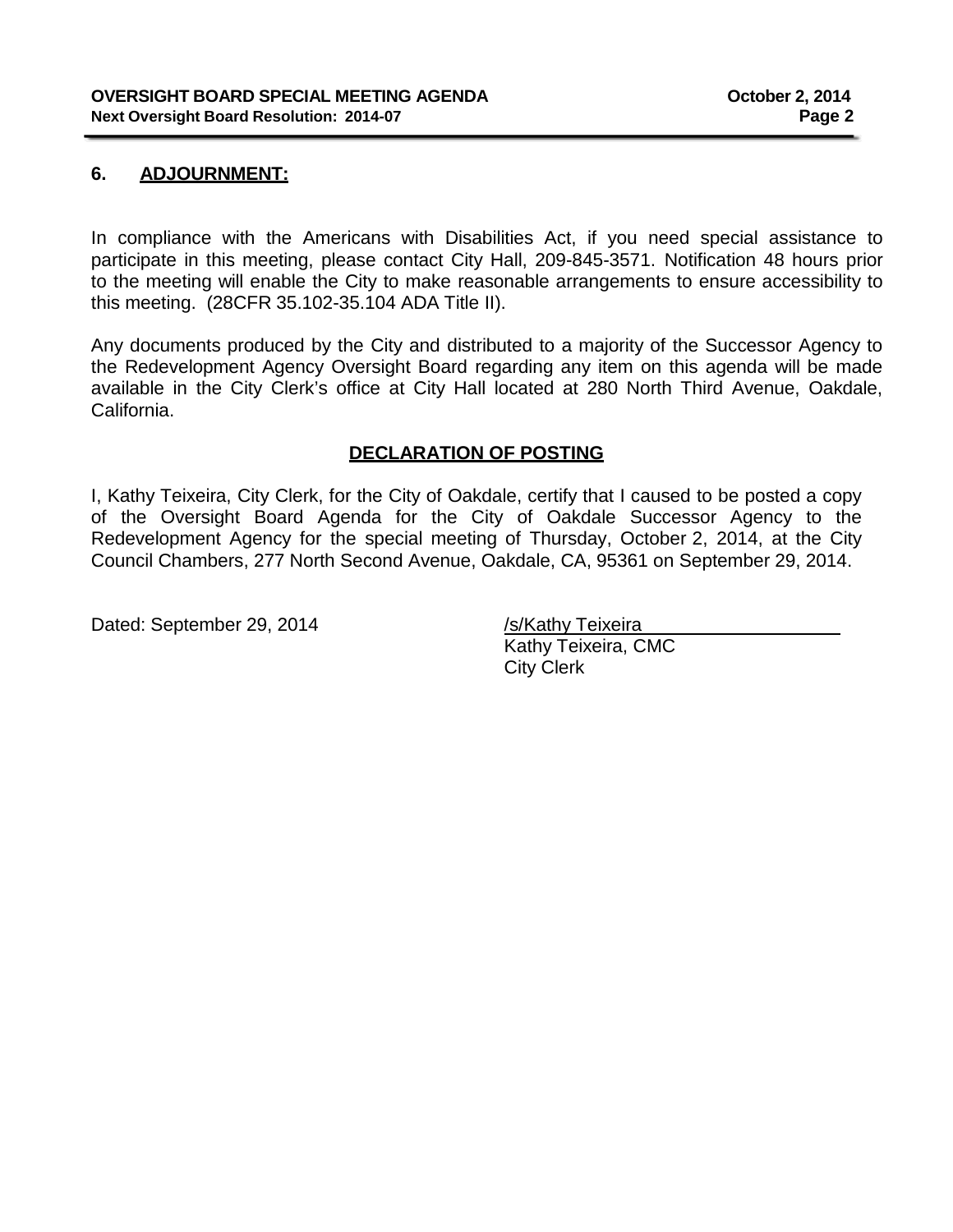## 6. ADJOURNMENT:

In compliance with the Americans with Disabilities Act, if you need special assistance to participate in this meeting, please contact City Hall, 209-845-3571. Notification 48 hours prior to the meeting will enable the City to make reasonable arrangements to ensure accessibility to this meeting. (28CFR 35.102-35.104 ADA Title II).

Any documents produced by the City and distributed to a majority of the Successor Agency to the Redevelopment Agency Oversight Board regarding any item on this agenda will be made available in the City Clerk's office at City Hall located at 280 North Third Avenue, Oakdale, California.

## DECLARATION OF POSTING

I, Kathy Teixeira, City Clerk, for the City of Oakdale, certify that I caused to be posted a copy of the Oversight Board Agenda for the City of Oakdale Successor Agency to the Redevelopment Agency for the special meeting of Thursday, October 2, 2014, at the City Council Chambers, 277 North Second Avenue, Oakdale, CA, 95361 on September 29, 2014.

Dated: September 29, 2014

/s/Kathy Teixeira
Kathy Teixeira, CMC
City Clerk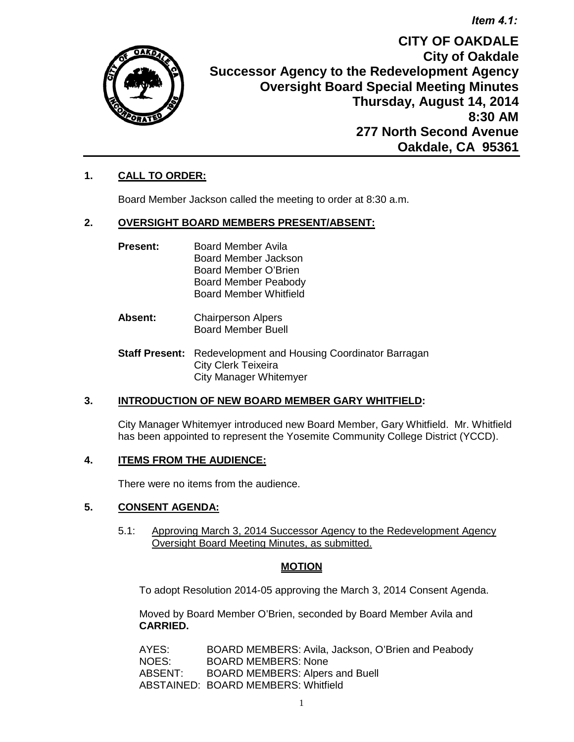*Item 4.1:*

# CITY OF OAKDALE
## City of Oakdale
## Successor Agency to the Redevelopment Agency
## Oversight Board Special Meeting Minutes
**Thursday, August 14, 2014**
**8:30 AM**
**277 North Second Avenue**
**Oakdale, CA 95361**

---

### 1. CALL TO ORDER:

Board Member Jackson called the meeting to order at 8:30 a.m.

### 2. OVERSIGHT BOARD MEMBERS PRESENT/ABSENT:

**Present:** Board Member Avila
Board Member Jackson
Board Member O'Brien
Board Member Peabody
Board Member Whitfield

**Absent:** Chairperson Alpers
Board Member Buell

**Staff Present:** Redevelopment and Housing Coordinator Barragan
City Clerk Teixeira
City Manager Whitemyer

### 3. INTRODUCTION OF NEW BOARD MEMBER GARY WHITFIELD:

City Manager Whitemyer introduced new Board Member, Gary Whitfield. Mr. Whitfield has been appointed to represent the Yosemite Community College District (YCCD).

### 4. ITEMS FROM THE AUDIENCE:

There were no items from the audience.

### 5. CONSENT AGENDA:

5.1: Approving March 3, 2014 Successor Agency to the Redevelopment Agency Oversight Board Meeting Minutes, as submitted.

**MOTION**

To adopt Resolution 2014-05 approving the March 3, 2014 Consent Agenda.

Moved by Board Member O'Brien, seconded by Board Member Avila and **CARRIED.**

AYES: BOARD MEMBERS: Avila, Jackson, O'Brien and Peabody
NOES: BOARD MEMBERS: None
ABSENT: BOARD MEMBERS: Alpers and Buell
ABSTAINED: BOARD MEMBERS: Whitfield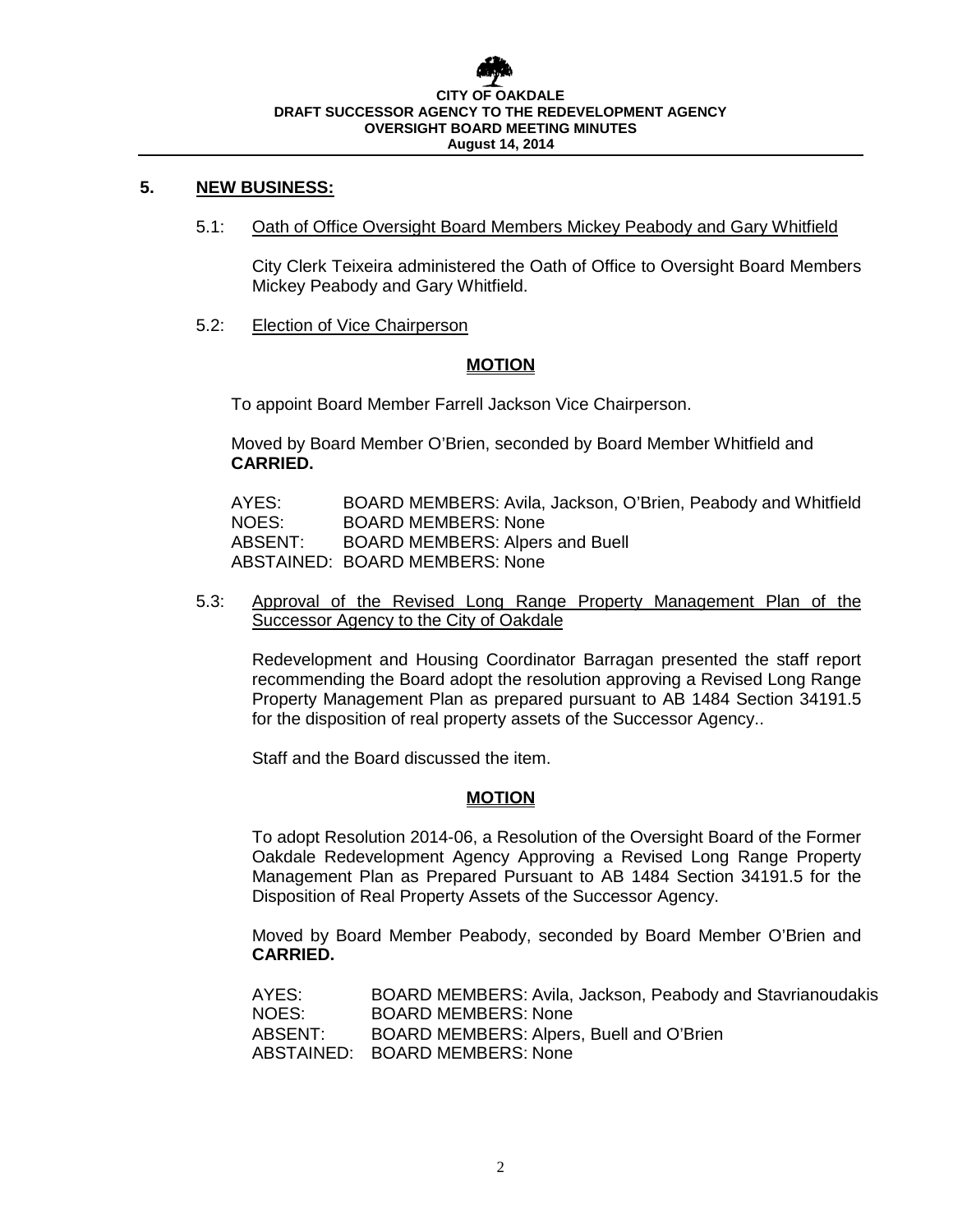## 5. NEW BUSINESS:

5.1: Oath of Office Oversight Board Members Mickey Peabody and Gary Whitfield

City Clerk Teixeira administered the Oath of Office to Oversight Board Members Mickey Peabody and Gary Whitfield.

5.2: Election of Vice Chairperson

**MOTION**

To appoint Board Member Farrell Jackson Vice Chairperson.

Moved by Board Member O'Brien, seconded by Board Member Whitfield and **CARRIED.**

AYES: BOARD MEMBERS: Avila, Jackson, O'Brien, Peabody and Whitfield
NOES: BOARD MEMBERS: None
ABSENT: BOARD MEMBERS: Alpers and Buell
ABSTAINED: BOARD MEMBERS: None

5.3: Approval of the Revised Long Range Property Management Plan of the Successor Agency to the City of Oakdale

Redevelopment and Housing Coordinator Barragan presented the staff report recommending the Board adopt the resolution approving a Revised Long Range Property Management Plan as prepared pursuant to AB 1484 Section 34191.5 for the disposition of real property assets of the Successor Agency..

Staff and the Board discussed the item.

**MOTION**

To adopt Resolution 2014-06, a Resolution of the Oversight Board of the Former Oakdale Redevelopment Agency Approving a Revised Long Range Property Management Plan as Prepared Pursuant to AB 1484 Section 34191.5 for the Disposition of Real Property Assets of the Successor Agency.

Moved by Board Member Peabody, seconded by Board Member O'Brien and **CARRIED.**

AYES: BOARD MEMBERS: Avila, Jackson, Peabody and Stavrianoudakis
NOES: BOARD MEMBERS: None
ABSENT: BOARD MEMBERS: Alpers, Buell and O'Brien
ABSTAINED: BOARD MEMBERS: None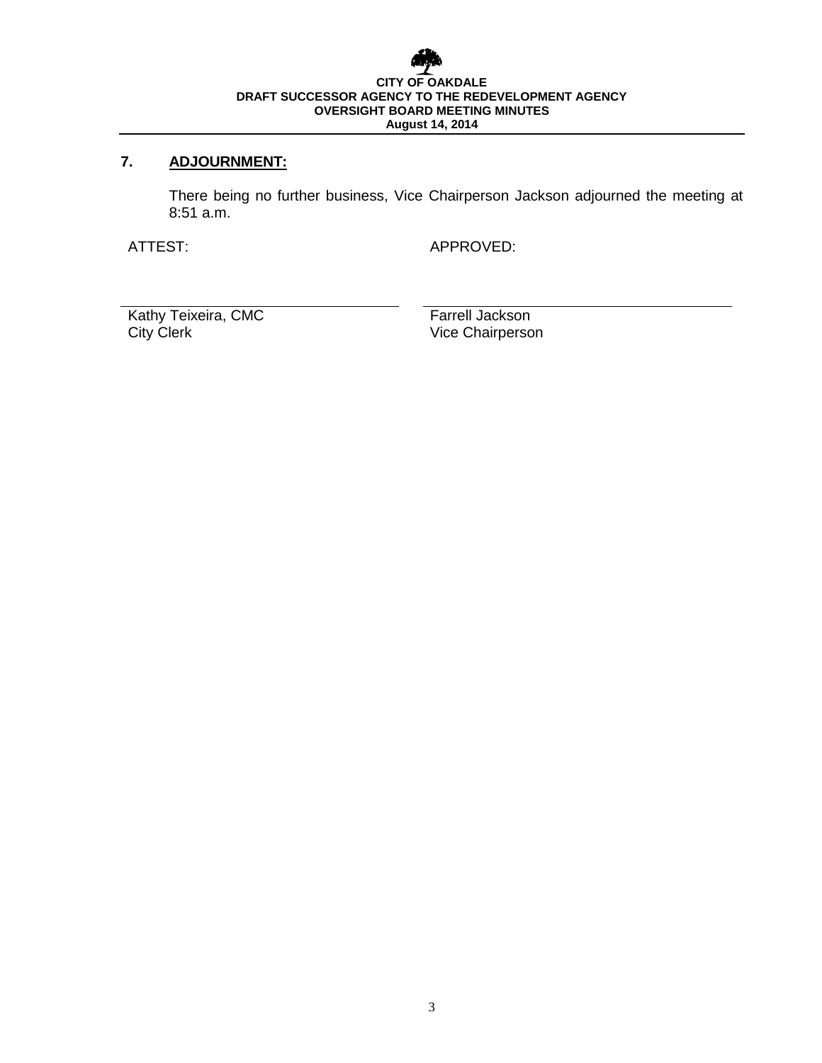**CITY OF OAKDALE**
**DRAFT SUCCESSOR AGENCY TO THE REDEVELOPMENT AGENCY**
**OVERSIGHT BOARD MEETING MINUTES**
**August 14, 2014**

## 7. ADJOURNMENT:

There being no further business, Vice Chairperson Jackson adjourned the meeting at 8:51 a.m.

| ATTEST: | APPROVED: |
| --- | --- |
| Kathy Teixeira, CMC<br>City Clerk | Farrell Jackson<br>Vice Chairperson |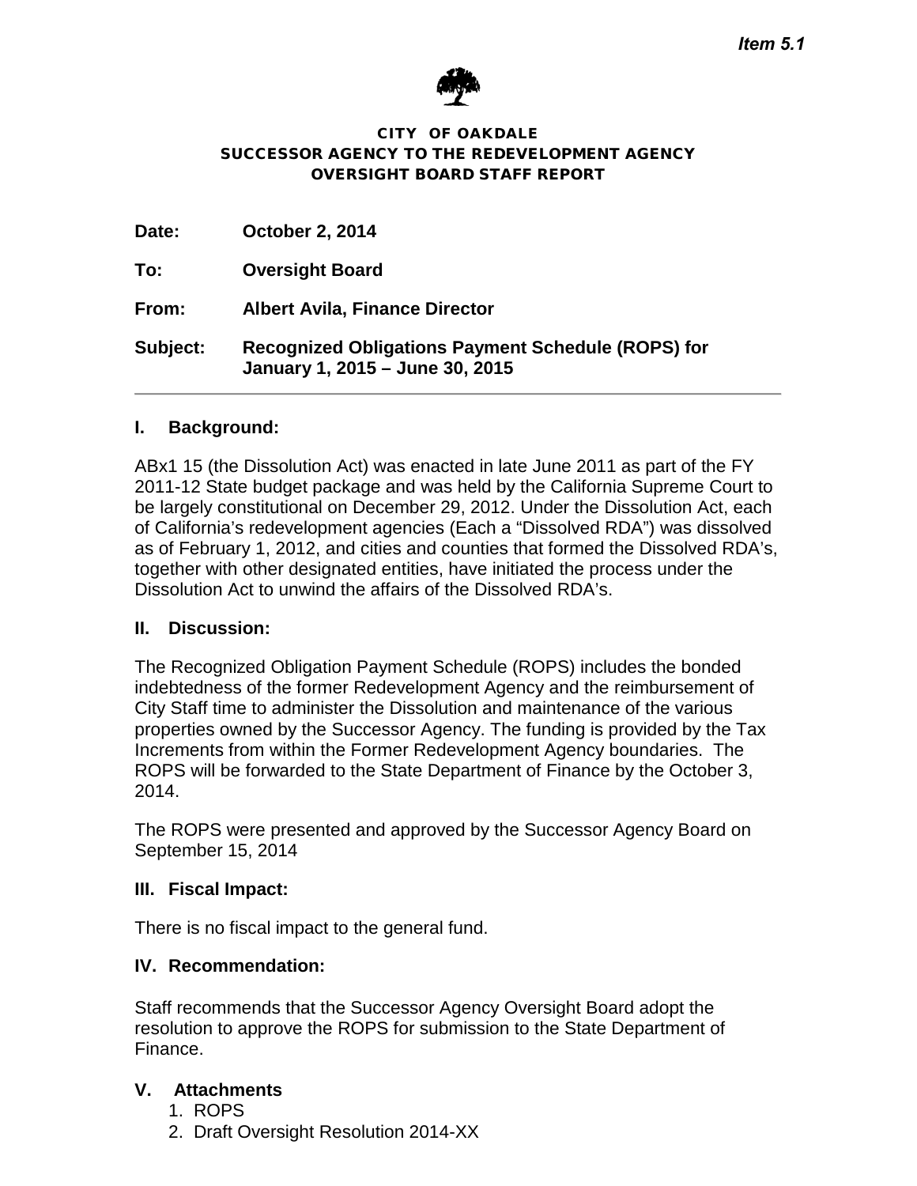*Item 5.1*

**CITY OF OAKDALE**
**SUCCESSOR AGENCY TO THE REDEVELOPMENT AGENCY**
**OVERSIGHT BOARD STAFF REPORT**

**Date:** **October 2, 2014**

**To:** **Oversight Board**

**From:** **Albert Avila, Finance Director**

**Subject:** **Recognized Obligations Payment Schedule (ROPS) for January 1, 2015 – June 30, 2015**

---

## I. Background:

ABx1 15 (the Dissolution Act) was enacted in late June 2011 as part of the FY 2011-12 State budget package and was held by the California Supreme Court to be largely constitutional on December 29, 2012. Under the Dissolution Act, each of California's redevelopment agencies (Each a "Dissolved RDA") was dissolved as of February 1, 2012, and cities and counties that formed the Dissolved RDA's, together with other designated entities, have initiated the process under the Dissolution Act to unwind the affairs of the Dissolved RDA's.

## II. Discussion:

The Recognized Obligation Payment Schedule (ROPS) includes the bonded indebtedness of the former Redevelopment Agency and the reimbursement of City Staff time to administer the Dissolution and maintenance of the various properties owned by the Successor Agency. The funding is provided by the Tax Increments from within the Former Redevelopment Agency boundaries. The ROPS will be forwarded to the State Department of Finance by the October 3, 2014.

The ROPS were presented and approved by the Successor Agency Board on September 15, 2014

## III. Fiscal Impact:

There is no fiscal impact to the general fund.

## IV. Recommendation:

Staff recommends that the Successor Agency Oversight Board adopt the resolution to approve the ROPS for submission to the State Department of Finance.

## V. Attachments

1. ROPS
2. Draft Oversight Resolution 2014-XX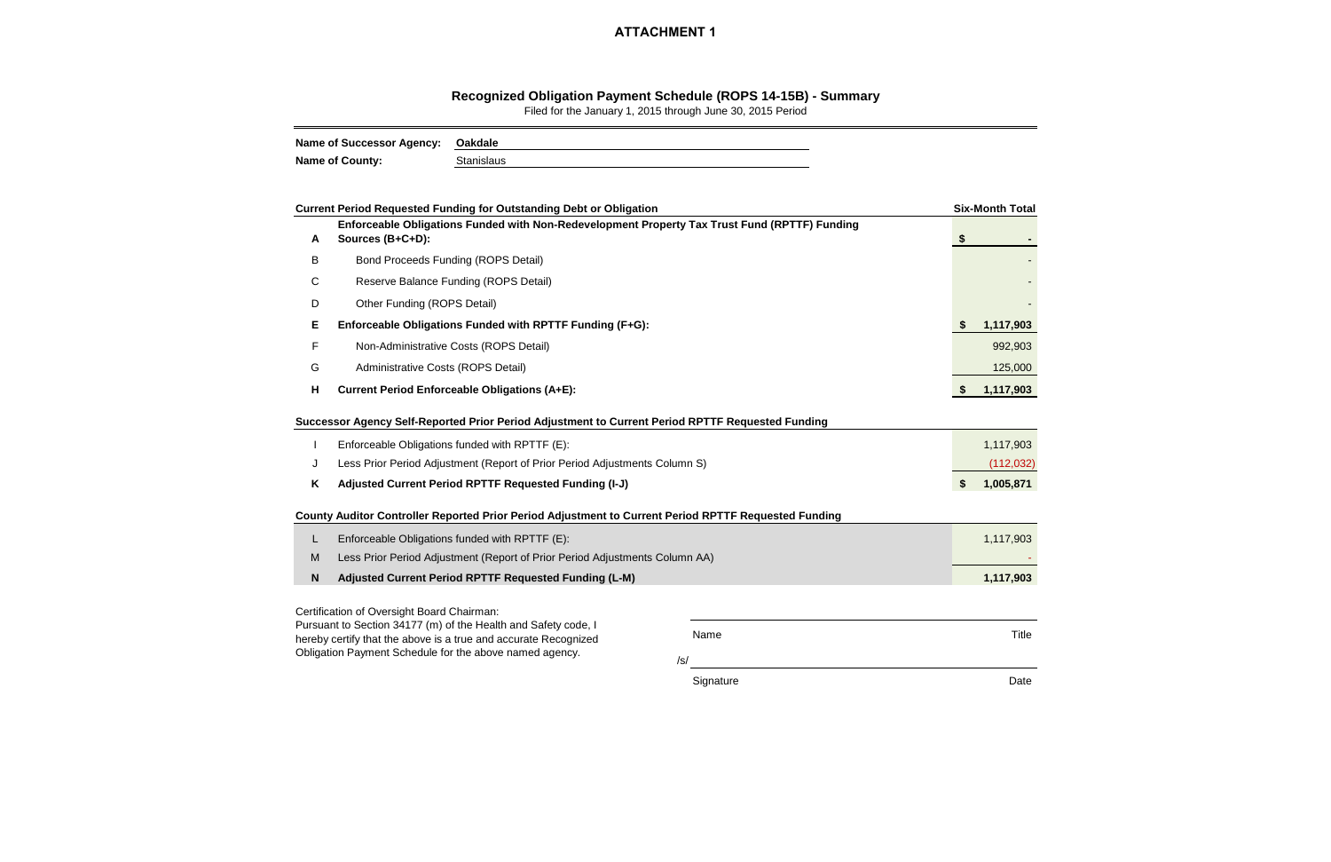**ATTACHMENT 1**

## Recognized Obligation Payment Schedule (ROPS 14-15B) - Summary

Filed for the January 1, 2015 through June 30, 2015 Period

**Name of Successor Agency:** Oakdale

**Name of County:** Stanislaus

| | **Current Period Requested Funding for Outstanding Debt or Obligation** | **Six-Month Total** |
|---|---|---|
| **A** | **Enforceable Obligations Funded with Non-Redevelopment Property Tax Trust Fund (RPTTF) Funding Sources (B+C+D):** | **$ -** |
| B | Bond Proceeds Funding (ROPS Detail) | - |
| C | Reserve Balance Funding (ROPS Detail) | - |
| D | Other Funding (ROPS Detail) | - |
| **E** | **Enforceable Obligations Funded with RPTTF Funding (F+G):** | **$ 1,117,903** |
| F | Non-Administrative Costs (ROPS Detail) | 992,903 |
| G | Administrative Costs (ROPS Detail) | 125,000 |
| **H** | **Current Period Enforceable Obligations (A+E):** | **$ 1,117,903** |
| | **Successor Agency Self-Reported Prior Period Adjustment to Current Period RPTTF Requested Funding** | |
| I | Enforceable Obligations funded with RPTTF (E): | 1,117,903 |
| J | Less Prior Period Adjustment (Report of Prior Period Adjustments Column S) | (112,032) |
| **K** | **Adjusted Current Period RPTTF Requested Funding (I-J)** | **$ 1,005,871** |
| | **County Auditor Controller Reported Prior Period Adjustment to Current Period RPTTF Requested Funding** | |
| L | Enforceable Obligations funded with RPTTF (E): | 1,117,903 |
| M | Less Prior Period Adjustment (Report of Prior Period Adjustments Column AA) | - |
| **N** | **Adjusted Current Period RPTTF Requested Funding (L-M)** | **1,117,903** |

Certification of Oversight Board Chairman:
Pursuant to Section 34177 (m) of the Health and Safety code, I hereby certify that the above is a true and accurate Recognized Obligation Payment Schedule for the above named agency.

Name                Title

/s/

Signature                Date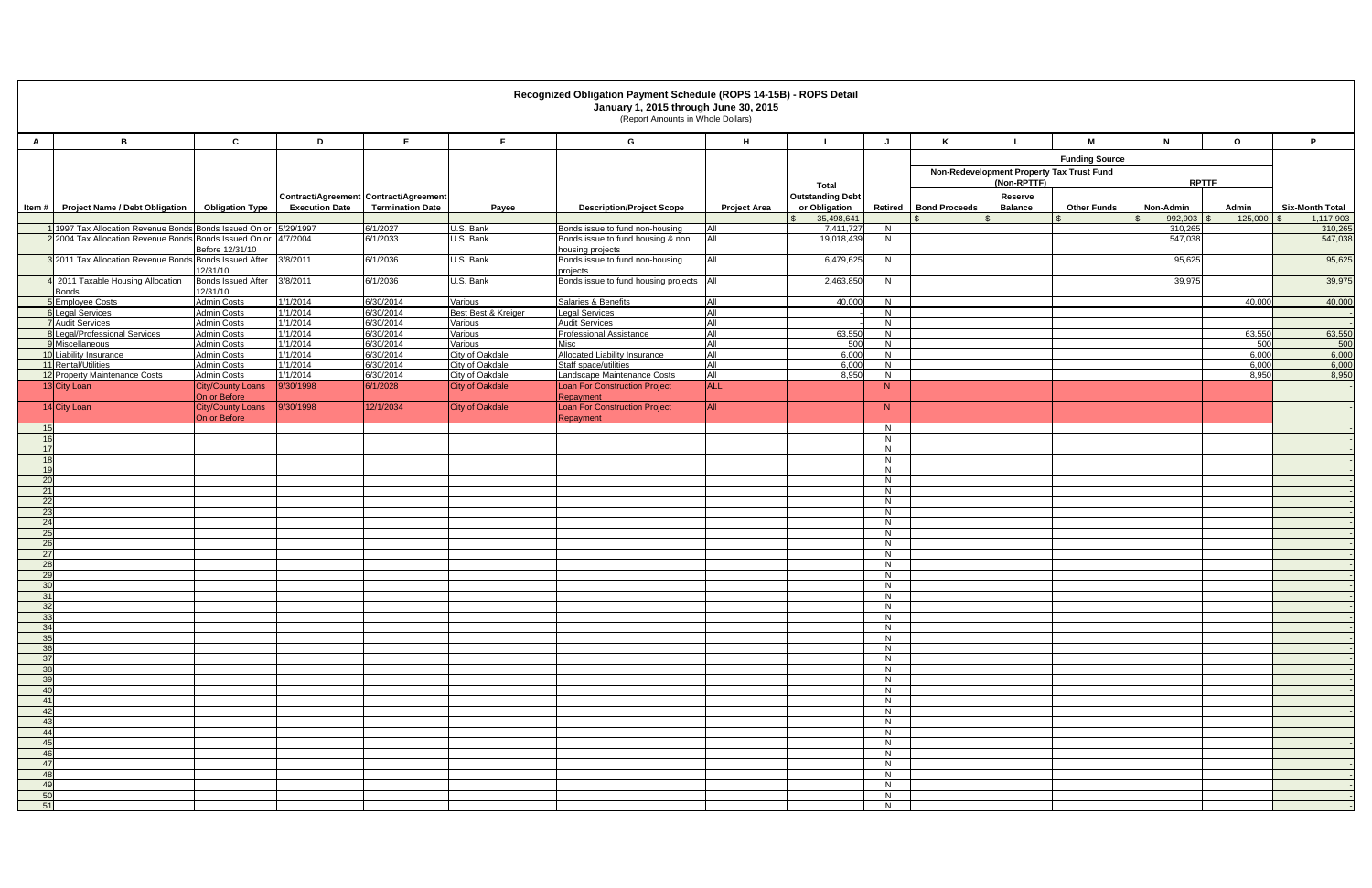# Recognized Obligation Payment Schedule (ROPS 14-15B) - ROPS Detail

**January 1, 2015 through June 30, 2015**

(Report Amounts in Whole Dollars)

| A | B | C | D | E | F | G | H | I | J | K | L | M | N | O | P |
|---|---|---|---|---|---|---|---|---|---|---|---|---|---|---|---|
| | | | | | | | | | | Funding Source | | | | | |
| | | | | | | | | | | Non-Redevelopment Property Tax Trust Fund (Non-RPTTF) | | | RPTTF | | |
| Item # | Project Name / Debt Obligation | Obligation Type | Contract/Agreement Execution Date | Contract/Agreement Termination Date | Payee | Description/Project Scope | Project Area | Total Outstanding Debt or Obligation | Retired | Bond Proceeds | Reserve Balance | Other Funds | Non-Admin | Admin | Six-Month Total |
| | | | | | | | | $ 35,498,641 | | $ - | $ - | $ - | $ 992,903 | $ 125,000 | $ 1,117,903 |
| 1 | 1997 Tax Allocation Revenue Bonds | Bonds Issued On or Before 12/31/10 | 5/29/1997 | 6/1/2027 | U.S. Bank | Bonds issue to fund non-housing | All | 7,411,727 | N | | | | 310,265 | | 310,265 |
| 2 | 2004 Tax Allocation Revenue Bonds | Bonds Issued On or Before 12/31/10 | 4/7/2004 | 6/1/2033 | U.S. Bank | Bonds issue to fund housing & non housing projects | All | 19,018,439 | N | | | | 547,038 | | 547,038 |
| 3 | 2011 Tax Allocation Revenue Bonds | Bonds Issued After 12/31/10 | 3/8/2011 | 6/1/2036 | U.S. Bank | Bonds issue to fund non-housing projects | All | 6,479,625 | N | | | | 95,625 | | 95,625 |
| 4 | 2011 Taxable Housing Allocation Bonds | Bonds Issued After 12/31/10 | 3/8/2011 | 6/1/2036 | U.S. Bank | Bonds issue to fund housing projects | All | 2,463,850 | N | | | | 39,975 | | 39,975 |
| 5 | Employee Costs | Admin Costs | 1/1/2014 | 6/30/2014 | Various | Salaries & Benefits | All | 40,000 | N | | | | | 40,000 | 40,000 |
| 6 | Legal Services | Admin Costs | 1/1/2014 | 6/30/2014 | Best Best & Kreiger | Legal Services | All | - | N | | | | | | - |
| 7 | Audit Services | Admin Costs | 1/1/2014 | 6/30/2014 | Various | Audit Services | All | - | N | | | | | | - |
| 8 | Legal/Professional Services | Admin Costs | 1/1/2014 | 6/30/2014 | Various | Professional Assistance | All | 63,550 | N | | | | | 63,550 | 63,550 |
| 9 | Miscellaneous | Admin Costs | 1/1/2014 | 6/30/2014 | Various | Misc | All | 500 | N | | | | | 500 | 500 |
| 10 | Liability Insurance | Admin Costs | 1/1/2014 | 6/30/2014 | City of Oakdale | Allocated Liability Insurance | All | 6,000 | N | | | | | 6,000 | 6,000 |
| 11 | Rental/Utilities | Admin Costs | 1/1/2014 | 6/30/2014 | City of Oakdale | Staff space/utilities | All | 6,000 | N | | | | | 6,000 | 6,000 |
| 12 | Property Maintenance Costs | Admin Costs | 1/1/2014 | 6/30/2014 | City of Oakdale | Landscape Maintenance Costs | All | 8,950 | N | | | | | 8,950 | 8,950 |
| 13 | City Loan | City/County Loans On or Before | 9/30/1998 | 6/1/2028 | City of Oakdale | Loan For Construction Project Repayment | ALL | | N | | | | | | - |
| 14 | City Loan | City/County Loans On or Before | 9/30/1998 | 12/1/2034 | City of Oakdale | Loan For Construction Project Repayment | All | | N | | | | | | - |
| 15 | | | | | | | | | N | | | | | | - |
| 16 | | | | | | | | | N | | | | | | - |
| 17 | | | | | | | | | N | | | | | | - |
| 18 | | | | | | | | | N | | | | | | - |
| 19 | | | | | | | | | N | | | | | | - |
| 20 | | | | | | | | | N | | | | | | - |
| 21 | | | | | | | | | N | | | | | | - |
| 22 | | | | | | | | | N | | | | | | - |
| 23 | | | | | | | | | N | | | | | | - |
| 24 | | | | | | | | | N | | | | | | - |
| 25 | | | | | | | | | N | | | | | | - |
| 26 | | | | | | | | | N | | | | | | - |
| 27 | | | | | | | | | N | | | | | | - |
| 28 | | | | | | | | | N | | | | | | - |
| 29 | | | | | | | | | N | | | | | | - |
| 30 | | | | | | | | | N | | | | | | - |
| 31 | | | | | | | | | N | | | | | | - |
| 32 | | | | | | | | | N | | | | | | - |
| 33 | | | | | | | | | N | | | | | | - |
| 34 | | | | | | | | | N | | | | | | - |
| 35 | | | | | | | | | N | | | | | | - |
| 36 | | | | | | | | | N | | | | | | - |
| 37 | | | | | | | | | N | | | | | | - |
| 38 | | | | | | | | | N | | | | | | - |
| 39 | | | | | | | | | N | | | | | | - |
| 40 | | | | | | | | | N | | | | | | - |
| 41 | | | | | | | | | N | | | | | | - |
| 42 | | | | | | | | | N | | | | | | - |
| 43 | | | | | | | | | N | | | | | | - |
| 44 | | | | | | | | | N | | | | | | - |
| 45 | | | | | | | | | N | | | | | | - |
| 46 | | | | | | | | | N | | | | | | - |
| 47 | | | | | | | | | N | | | | | | - |
| 48 | | | | | | | | | N | | | | | | - |
| 49 | | | | | | | | | N | | | | | | - |
| 50 | | | | | | | | | N | | | | | | - |
| 51 | | | | | | | | | N | | | | | | - |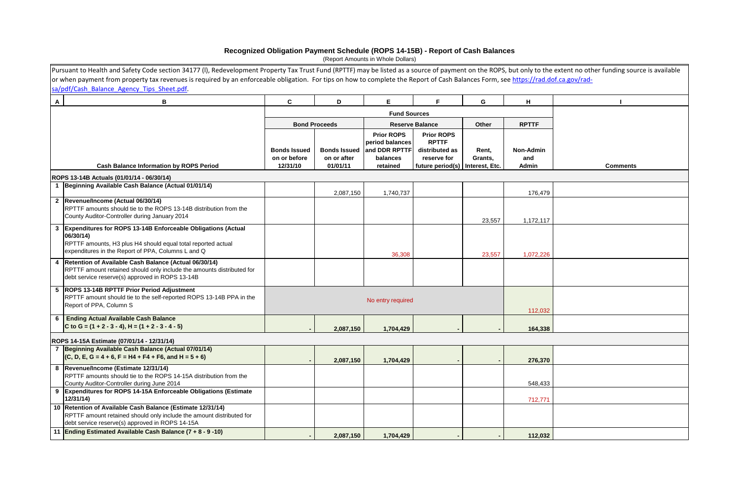## Recognized Obligation Payment Schedule (ROPS 14-15B) - Report of Cash Balances

(Report Amounts in Whole Dollars)

Pursuant to Health and Safety Code section 34177 (l), Redevelopment Property Tax Trust Fund (RPTTF) may be listed as a source of payment on the ROPS, but only to the extent no other funding source is available or when payment from property tax revenues is required by an enforceable obligation. For tips on how to complete the Report of Cash Balances Form, see https://rad.dof.ca.gov/rad-sa/pdf/Cash_Balance_Agency_Tips_Sheet.pdf.

| A | B | C | D | E | F | G | H | I |
|---|---|---|---|---|---|---|---|---|
| | | Fund Sources | | | | | | |
| | | Bond Proceeds | | Reserve Balance | | Other | RPTTF | |
| | Cash Balance Information by ROPS Period | Bonds Issued on or before 12/31/10 | Bonds Issued on or after 01/01/11 | Prior ROPS period balances and DDR RPTTF balances retained | Prior ROPS RPTTF distributed as reserve for future period(s) | Rent, Grants, Interest, Etc. | Non-Admin and Admin | Comments |
| | **ROPS 13-14B Actuals (01/01/14 - 06/30/14)** | | | | | | | |
| 1 | **Beginning Available Cash Balance (Actual 01/01/14)** | | 2,087,150 | 1,740,737 | | | 176,479 | |
| 2 | **Revenue/Income (Actual 06/30/14)** RPTTF amounts should tie to the ROPS 13-14B distribution from the County Auditor-Controller during January 2014 | | | | | 23,557 | 1,172,117 | |
| 3 | **Expenditures for ROPS 13-14B Enforceable Obligations (Actual 06/30/14)** RPTTF amounts, H3 plus H4 should equal total reported actual expenditures in the Report of PPA, Columns L and Q | | | 36,308 | | 23,557 | 1,072,226 | |
| 4 | **Retention of Available Cash Balance (Actual 06/30/14)** RPTTF amount retained should only include the amounts distributed for debt service reserve(s) approved in ROPS 13-14B | | | | | | | |
| 5 | **ROPS 13-14B RPTTF Prior Period Adjustment** RPTTF amount should tie to the self-reported ROPS 13-14B PPA in the Report of PPA, Column S | No entry required | | | | | 112,032 | |
| 6 | **Ending Actual Available Cash Balance C to G = (1 + 2 - 3 - 4), H = (1 + 2 - 3 - 4 - 5)** | - | 2,087,150 | 1,704,429 | - | - | 164,338 | |
| | **ROPS 14-15A Estimate (07/01/14 - 12/31/14)** | | | | | | | |
| 7 | **Beginning Available Cash Balance (Actual 07/01/14) (C, D, E, G = 4 + 6, F = H4 + F4 + F6, and H = 5 + 6)** | - | 2,087,150 | 1,704,429 | - | - | 276,370 | |
| 8 | **Revenue/Income (Estimate 12/31/14)** RPTTF amounts should tie to the ROPS 14-15A distribution from the County Auditor-Controller during June 2014 | | | | | | 548,433 | |
| 9 | **Expenditures for ROPS 14-15A Enforceable Obligations (Estimate 12/31/14)** | | | | | | 712,771 | |
| 10 | **Retention of Available Cash Balance (Estimate 12/31/14)** RPTTF amount retained should only include the amount distributed for debt service reserve(s) approved in ROPS 14-15A | | | | | | | |
| 11 | **Ending Estimated Available Cash Balance (7 + 8 - 9 -10)** | - | 2,087,150 | 1,704,429 | - | - | 112,032 | |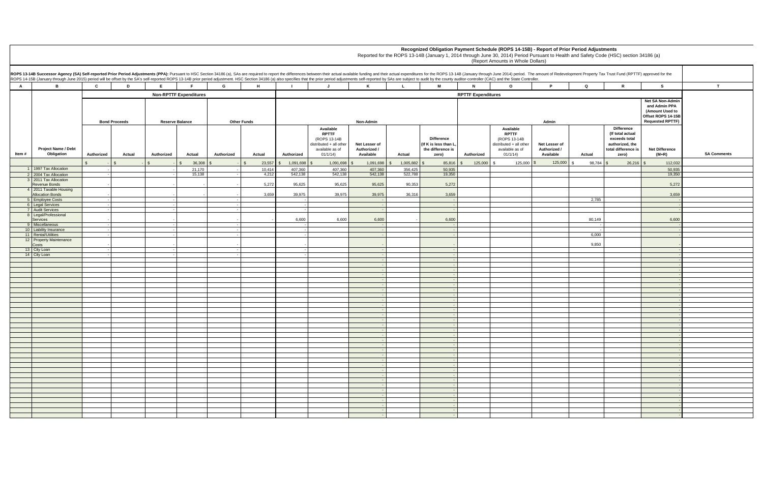# Recognized Obligation Payment Schedule (ROPS 14-15B) - Report of Prior Period Adjustments

Reported for the ROPS 13-14B (January 1, 2014 through June 30, 2014) Period Pursuant to Health and Safety Code (HSC) section 34186 (a)

(Report Amounts in Whole Dollars)

**ROPS 13-14B Successor Agency (SA) Self-reported Prior Period Adjustments (PPA):** Pursuant to HSC Section 34186 (a), SAs are required to report the differences between their actual available funding and their actual expenditures for the ROPS 13-14B (January through June 2014) period. The amount of Redevelopment Property Tax Trust Fund (RPTTF) approved for the ROPS 14-15B (January through June 2015) period will be offset by the SA's self-reported ROPS 13-14B prior period adjustment. HSC Section 34186 (a) also specifies that the prior period adjustments self-reported by SAs are subject to audit by the county auditor-controller (CAC) and the State Controller.

| A | B | C | D | E | F | G | H | I | J | K | L | M | N | O | P | Q | R | S | T |
|---|---|---|---|---|---|---|---|---|---|---|---|---|---|---|---|---|---|---|---|
| | | Non-RPTTF Expenditures | | | | | | RPTTF Expenditures | | | | | | | | | | | |
| | | Bond Proceeds | | Reserve Balance | | Other Funds | | Non-Admin | | | | | Admin | | | | | Net SA Non-Admin and Admin PPA (Amount Used to Offset ROPS 14-15B Requested RPTTF) | |
| Item # | Project Name / Debt Obligation | Authorized | Actual | Authorized | Actual | Authorized | Actual | Authorized | Available RPTTF (ROPS 13-14B distributed + all other available as of 01/1/14) | Net Lesser of Authorized / Available | Actual | Difference (If K is less than L, the difference is zero) | Authorized | Available RPTTF (ROPS 13-14B distributed + all other available as of 01/1/14) | Net Lesser of Authorized / Available | Actual | Difference (If total actual exceeds total authorized, the total difference is zero) | Net Difference (M+R) | SA Comments |
| | | $ - | $ - | $ - | $ 36,308 | $ - | $ 23,557 | $ 1,091,698 | $ 1,091,698 | $ 1,091,698 | $ 1,005,882 | $ 85,816 | $ 125,000 | $ 125,000 | $ 125,000 | $ 98,784 | $ 26,216 | $ 112,032 | |
| 1 | 1997 Tax Allocation | - | | - | 21,170 | - | 10,414 | 407,360 | 407,360 | 407,360 | 356,425 | 50,935 | | | | | | 50,935 | |
| 2 | 2004 Tax Allocation | - | | - | 15,138 | - | 4,212 | 542,138 | 542,138 | 542,138 | 522,788 | 19,350 | | | | | | 19,350 | |
| 3 | 2011 Tax Allocation Revenue Bonds | - | | - | - | - | 5,272 | 95,625 | 95,625 | 95,625 | 90,353 | 5,272 | | | | | | 5,272 | |
| 4 | 2011 Taxable Housing Allocation Bonds | - | | - | - | - | 3,659 | 39,975 | 39,975 | 39,975 | 36,316 | 3,659 | | | | | | 3,659 | |
| 5 | Employee Costs | - | | - | | - | | - | | - | | - | | | | 2,785 | | - | |
| 6 | Legal Services | - | | - | | - | | - | | - | | - | | | | | | - | |
| 7 | Audit Services | - | | - | | - | | - | | - | | - | | | | | | - | |
| 8 | Legal/Professional Services | - | | - | | - | - | 6,600 | 6,600 | 6,600 | - | 6,600 | | | | 80,149 | | 6,600 | |
| 9 | Miscellaneous | - | | - | | - | | - | | - | | - | | | | - | | - | |
| 10 | Liability Insurance | - | | - | | - | | - | | - | | - | | | | - | | - | |
| 11 | Rental/Utilities | - | | - | | - | | - | | - | | - | | | | 6,000 | | - | |
| 12 | Property Maintenance Costs | - | | - | | - | | - | | - | | - | | | | 9,850 | | - | |
| 13 | City Loan | - | | - | | - | | - | | - | | - | | | | | | - | |
| 14 | City Loan | - | | - | | - | | - | | - | | - | | | | | | - | |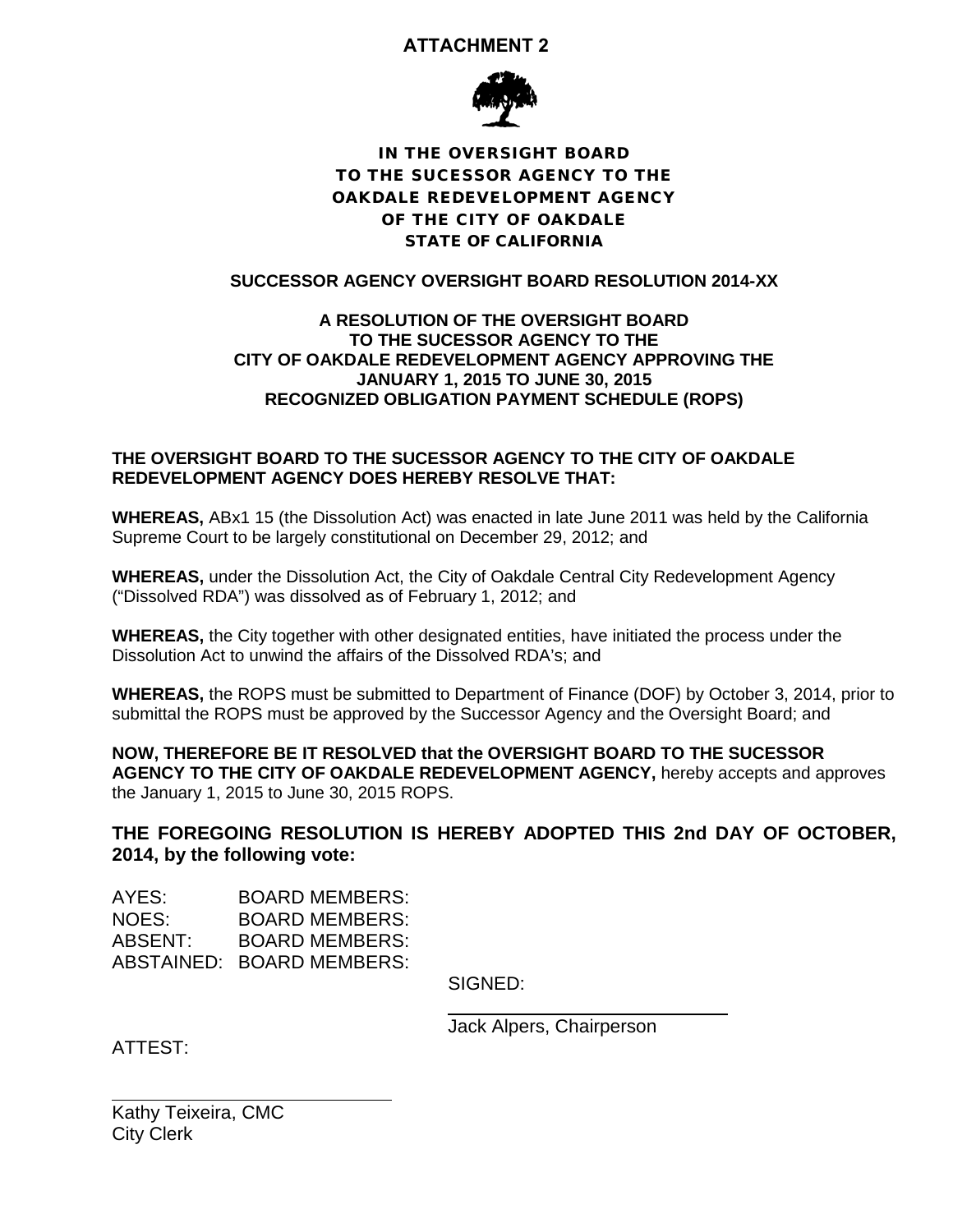**ATTACHMENT 2**

**IN THE OVERSIGHT BOARD**
**TO THE SUCESSOR AGENCY TO THE**
**OAKDALE REDEVELOPMENT AGENCY**
**OF THE CITY OF OAKDALE**
**STATE OF CALIFORNIA**

**SUCCESSOR AGENCY OVERSIGHT BOARD RESOLUTION 2014-XX**

**A RESOLUTION OF THE OVERSIGHT BOARD**
**TO THE SUCESSOR AGENCY TO THE**
**CITY OF OAKDALE REDEVELOPMENT AGENCY APPROVING THE**
**JANUARY 1, 2015 TO JUNE 30, 2015**
**RECOGNIZED OBLIGATION PAYMENT SCHEDULE (ROPS)**

**THE OVERSIGHT BOARD TO THE SUCESSOR AGENCY TO THE CITY OF OAKDALE REDEVELOPMENT AGENCY DOES HEREBY RESOLVE THAT:**

**WHEREAS,** ABx1 15 (the Dissolution Act) was enacted in late June 2011 was held by the California Supreme Court to be largely constitutional on December 29, 2012; and

**WHEREAS,** under the Dissolution Act, the City of Oakdale Central City Redevelopment Agency ("Dissolved RDA") was dissolved as of February 1, 2012; and

**WHEREAS,** the City together with other designated entities, have initiated the process under the Dissolution Act to unwind the affairs of the Dissolved RDA's; and

**WHEREAS,** the ROPS must be submitted to Department of Finance (DOF) by October 3, 2014, prior to submittal the ROPS must be approved by the Successor Agency and the Oversight Board; and

**NOW, THEREFORE BE IT RESOLVED that the OVERSIGHT BOARD TO THE SUCESSOR AGENCY TO THE CITY OF OAKDALE REDEVELOPMENT AGENCY,** hereby accepts and approves the January 1, 2015 to June 30, 2015 ROPS.

**THE FOREGOING RESOLUTION IS HEREBY ADOPTED THIS 2nd DAY OF OCTOBER, 2014, by the following vote:**

AYES: BOARD MEMBERS:
NOES: BOARD MEMBERS:
ABSENT: BOARD MEMBERS:
ABSTAINED: BOARD MEMBERS:

SIGNED:

\_\_\_\_\_\_\_\_\_\_\_\_\_\_\_\_\_\_\_\_\_\_\_\_\_\_\_\_
Jack Alpers, Chairperson

ATTEST:

\_\_\_\_\_\_\_\_\_\_\_\_\_\_\_\_\_\_\_\_\_\_\_\_\_\_\_\_
Kathy Teixeira, CMC
City Clerk